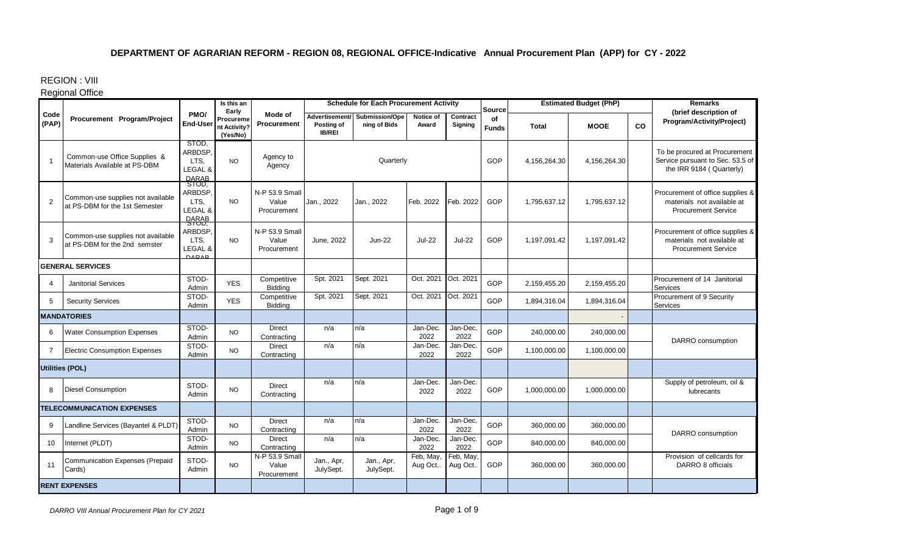# DEPARTMENT OF AGRARIAN REFORM - REGION 08, REGIONAL OFFICE-Indicative Annual Procurement Plan (APP) for CY - 2022

REGION : VIII

Regional Office

| Code (PAP) | Procurement Program/Project | PMO/ End-User | Is this an Early Procurement Activity? (Yes/No) | Mode of Procurement | Schedule for Each Procurement Activity | | | | Source of Funds | Estimated Budget (PhP) | | | Remarks (brief description of Program/Activity/Project) |
|---|---|---|---|---|---|---|---|---|---|---|---|---|---|
| | | | | | Advertisement/ Posting of IB/REI | Submission/Opening of Bids | Notice of Award | Contract Signing | | Total | MOOE | CO | |
| 1 | Common-use Office Supplies & Materials Available at PS-DBM | STOD, ARBDSP, LTS, LEGAL & DARAB | NO | Agency to Agency | Quarterly | | | | GOP | 4,156,264.30 | 4,156,264.30 | | To be procured at Procurement Service pursuant to Sec. 53.5 of the IRR 9184 ( Quarterly) |
| 2 | Common-use supplies not available at PS-DBM for the 1st Semester | STOD, ARBDSP, LTS, LEGAL & DARAB | NO | N-P 53.9 Small Value Procurement | Jan., 2022 | Jan., 2022 | Feb. 2022 | Feb. 2022 | GOP | 1,795,637.12 | 1,795,637.12 | | Procurement of office supplies & materials not available at Procurement Service |
| 3 | Common-use supplies not available at PS-DBM for the 2nd semster | STOD, ARBDSP, LTS, LEGAL & DARAB | NO | N-P 53.9 Small Value Procurement | June, 2022 | Jun-22 | Jul-22 | Jul-22 | GOP | 1,197,091.42 | 1,197,091.42 | | Procurement of office supplies & materials not available at Procurement Service |
| | **GENERAL SERVICES** | | | | | | | | | | | | |
| 4 | Janitorial Services | STOD-Admin | YES | Competitive Bidding | Spt. 2021 | Sept. 2021 | Oct. 2021 | Oct. 2021 | GOP | 2,159,455.20 | 2,159,455.20 | | Procurement of 14 Janitorial Services |
| 5 | Security Services | STOD-Admin | YES | Competitive Bidding | Spt. 2021 | Sept. 2021 | Oct. 2021 | Oct. 2021 | GOP | 1,894,316.04 | 1,894,316.04 | | Procurement of 9 Security Services |
| | **MANDATORIES** | | | | | | | | | | - | | |
| 6 | Water Consumption Expenses | STOD-Admin | NO | Direct Contracting | n/a | n/a | Jan-Dec. 2022 | Jan-Dec. 2022 | GOP | 240,000.00 | 240,000.00 | | DARRO consumption |
| 7 | Electric Consumption Expenses | STOD-Admin | NO | Direct Contracting | n/a | n/a | Jan-Dec. 2022 | Jan-Dec. 2022 | GOP | 1,100,000.00 | 1,100,000.00 | | |
| | **Utilities (POL)** | | | | | | | | | | | | |
| 8 | Diesel Consumption | STOD-Admin | NO | Direct Contracting | n/a | n/a | Jan-Dec. 2022 | Jan-Dec. 2022 | GOP | 1,000,000.00 | 1,000,000.00 | | Supply of petroleum, oil & lubrecants |
| | **TELECOMMUNICATION EXPENSES** | | | | | | | | | | | | |
| 9 | Landline Services (Bayantel & PLDT) | STOD-Admin | NO | Direct Contracting | n/a | n/a | Jan-Dec. 2022 | Jan-Dec. 2022 | GOP | 360,000.00 | 360,000.00 | | DARRO consumption |
| 10 | Internet (PLDT) | STOD-Admin | NO | Direct Contracting | n/a | n/a | Jan-Dec. 2022 | Jan-Dec. 2022 | GOP | 840,000.00 | 840,000.00 | | |
| 11 | Communication Expenses (Prepaid Cards) | STOD-Admin | NO | N-P 53.9 Small Value Procurement | Jan., Apr, JulySept. | Jan., Apr, JulySept. | Feb, May, Aug Oct.. | Feb, May, Aug Oct.. | GOP | 360,000.00 | 360,000.00 | | Provision of cellcards for DARRO 8 officials |
| | **RENT EXPENSES** | | | | | | | | | | | | |

*DARRO VIII Annual Procurement Plan for CY 2021*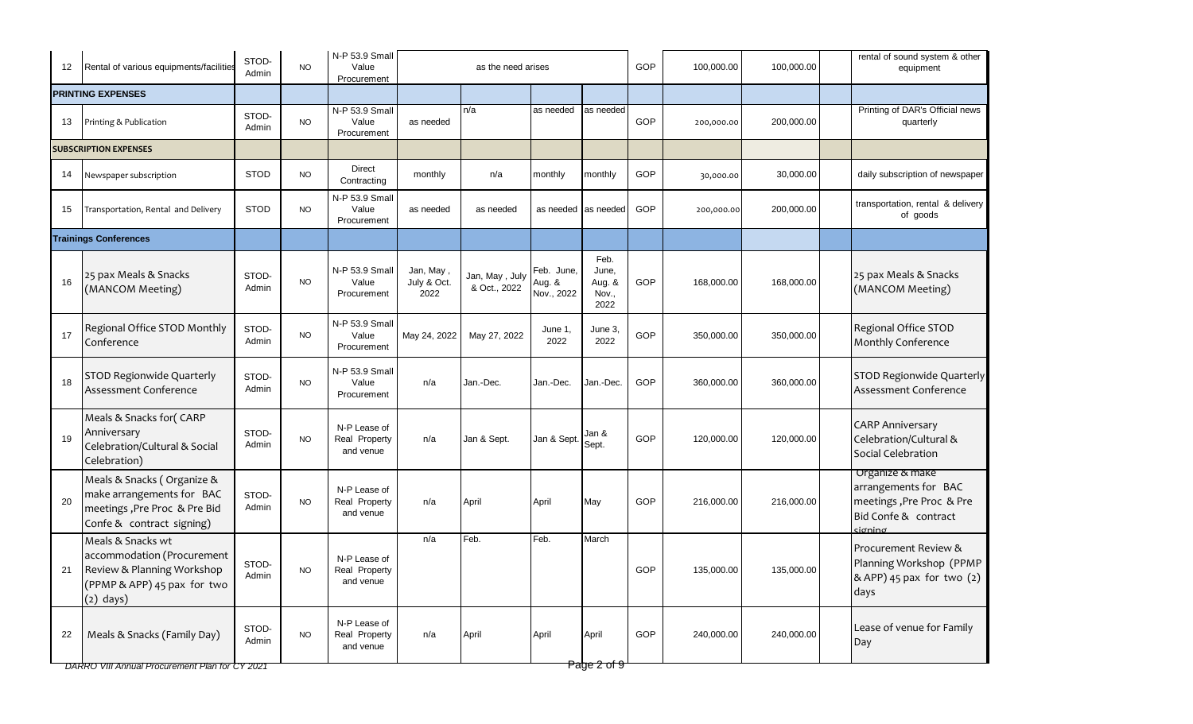| | | | | | | | | | | | | | |
|---|---|---|---|---|---|---|---|---|---|---|---|---|---|
| 12 | Rental of various equipments/facilities | STOD-Admin | NO | N-P 53.9 Small Value Procurement | as the need arises | | | | GOP | 100,000.00 | 100,000.00 | | rental of sound system & other equipment |
| | **PRINTING EXPENSES** | | | | | | | | | | | | |
| 13 | Printing & Publication | STOD-Admin | NO | N-P 53.9 Small Value Procurement | as needed | n/a | as needed | as needed | GOP | 200,000.00 | 200,000.00 | | Printing of DAR's Official news quarterly |
| | **SUBSCRIPTION EXPENSES** | | | | | | | | | | | | |
| 14 | Newspaper subscription | STOD | NO | Direct Contracting | monthly | n/a | monthly | monthly | GOP | 30,000.00 | 30,000.00 | | daily subscription of newspaper |
| 15 | Transportation, Rental and Delivery | STOD | NO | N-P 53.9 Small Value Procurement | as needed | as needed | as needed | as needed | GOP | 200,000.00 | 200,000.00 | | transportation, rental & delivery of goods |
| | **Trainings Conferences** | | | | | | | | | | | | |
| 16 | 25 pax Meals & Snacks (MANCOM Meeting) | STOD-Admin | NO | N-P 53.9 Small Value Procurement | Jan, May , July & Oct. 2022 | Jan, May , July & Oct., 2022 | Feb. June, Aug. & Nov., 2022 | Feb. June, Aug. & Nov., 2022 | GOP | 168,000.00 | 168,000.00 | | 25 pax Meals & Snacks (MANCOM Meeting) |
| 17 | Regional Office STOD Monthly Conference | STOD-Admin | NO | N-P 53.9 Small Value Procurement | May 24, 2022 | May 27, 2022 | June 1, 2022 | June 3, 2022 | GOP | 350,000.00 | 350,000.00 | | Regional Office STOD Monthly Conference |
| 18 | STOD Regionwide Quarterly Assessment Conference | STOD-Admin | NO | N-P 53.9 Small Value Procurement | n/a | Jan.-Dec. | Jan.-Dec. | Jan.-Dec. | GOP | 360,000.00 | 360,000.00 | | STOD Regionwide Quarterly Assessment Conference |
| 19 | Meals & Snacks for( CARP Anniversary Celebration/Cultural & Social Celebration) | STOD-Admin | NO | N-P Lease of Real Property and venue | n/a | Jan & Sept. | Jan & Sept. | Jan & Sept. | GOP | 120,000.00 | 120,000.00 | | CARP Anniversary Celebration/Cultural & Social Celebration |
| 20 | Meals & Snacks ( Organize & make arrangements for BAC meetings ,Pre Proc & Pre Bid Confe & contract signing) | STOD-Admin | NO | N-P Lease of Real Property and venue | n/a | April | April | May | GOP | 216,000.00 | 216,000.00 | | Organize & make arrangements for BAC meetings ,Pre Proc & Pre Bid Confe & contract signing |
| 21 | Meals & Snacks wt accommodation (Procurement Review & Planning Workshop (PPMP & APP) 45 pax for two (2) days) | STOD-Admin | NO | N-P Lease of Real Property and venue | n/a | Feb. | Feb. | March | GOP | 135,000.00 | 135,000.00 | | Procurement Review & Planning Workshop (PPMP & APP) 45 pax for two (2) days |
| 22 | Meals & Snacks (Family Day) | STOD-Admin | NO | N-P Lease of Real Property and venue | n/a | April | April | April | GOP | 240,000.00 | 240,000.00 | | Lease of venue for Family Day |

DARRO VIII Annual Procurement Plan for CY 2021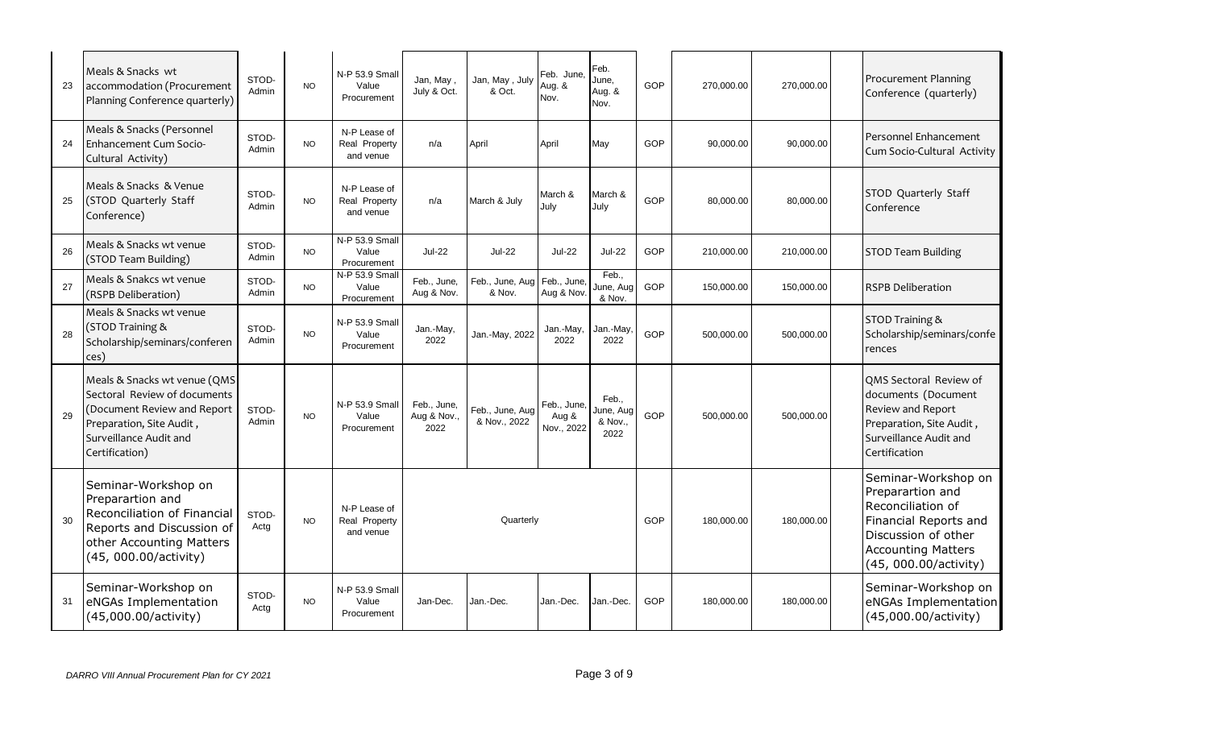| 23 | Meals & Snacks wt accommodation (Procurement Planning Conference quarterly) | STOD-Admin | NO | N-P 53.9 Small Value Procurement | Jan, May , July & Oct. | Jan, May , July & Oct. | Feb. June, Aug. & Nov. | Feb. June, Aug. & Nov. | GOP | 270,000.00 | 270,000.00 | | Procurement Planning Conference (quarterly) |
|---|---|---|---|---|---|---|---|---|---|---|---|---|---|
| 24 | Meals & Snacks (Personnel Enhancement Cum Socio-Cultural Activity) | STOD-Admin | NO | N-P Lease of Real Property and venue | n/a | April | April | May | GOP | 90,000.00 | 90,000.00 | | Personnel Enhancement Cum Socio-Cultural Activity |
| 25 | Meals & Snacks & Venue (STOD Quarterly Staff Conference) | STOD-Admin | NO | N-P Lease of Real Property and venue | n/a | March & July | March & July | March & July | GOP | 80,000.00 | 80,000.00 | | STOD Quarterly Staff Conference |
| 26 | Meals & Snacks wt venue (STOD Team Building) | STOD-Admin | NO | N-P 53.9 Small Value Procurement | Jul-22 | Jul-22 | Jul-22 | Jul-22 | GOP | 210,000.00 | 210,000.00 | | STOD Team Building |
| 27 | Meals & Snakcs wt venue (RSPB Deliberation) | STOD-Admin | NO | N-P 53.9 Small Value Procurement | Feb., June, Aug & Nov. | Feb., June, Aug & Nov. | Feb., June, Aug & Nov. | Feb., June, Aug & Nov. | GOP | 150,000.00 | 150,000.00 | | RSPB Deliberation |
| 28 | Meals & Snacks wt venue (STOD Training & Scholarship/seminars/conferences) | STOD-Admin | NO | N-P 53.9 Small Value Procurement | Jan.-May, 2022 | Jan.-May, 2022 | Jan.-May, 2022 | Jan.-May, 2022 | GOP | 500,000.00 | 500,000.00 | | STOD Training & Scholarship/seminars/conferences |
| 29 | Meals & Snacks wt venue (QMS Sectoral Review of documents (Document Review and Report Preparation, Site Audit , Surveillance Audit and Certification) | STOD-Admin | NO | N-P 53.9 Small Value Procurement | Feb., June, Aug & Nov., 2022 | Feb., June, Aug & Nov., 2022 | Feb., June, Aug & Nov., 2022 | Feb., June, Aug & Nov., 2022 | GOP | 500,000.00 | 500,000.00 | | QMS Sectoral Review of documents (Document Review and Report Preparation, Site Audit , Surveillance Audit and Certification |
| 30 | Seminar-Workshop on Preparartion and Reconciliation of Financial Reports and Discussion of other Accounting Matters (45, 000.00/activity) | STOD-Actg | NO | N-P Lease of Real Property and venue | Quarterly | | | | GOP | 180,000.00 | 180,000.00 | | Seminar-Workshop on Preparartion and Reconciliation of Financial Reports and Discussion of other Accounting Matters (45, 000.00/activity) |
| 31 | Seminar-Workshop on eNGAs Implementation (45,000.00/activity) | STOD-Actg | NO | N-P 53.9 Small Value Procurement | Jan-Dec. | Jan.-Dec. | Jan.-Dec. | Jan.-Dec. | GOP | 180,000.00 | 180,000.00 | | Seminar-Workshop on eNGAs Implementation (45,000.00/activity) |

*DARRO VIII Annual Procurement Plan for CY 2021*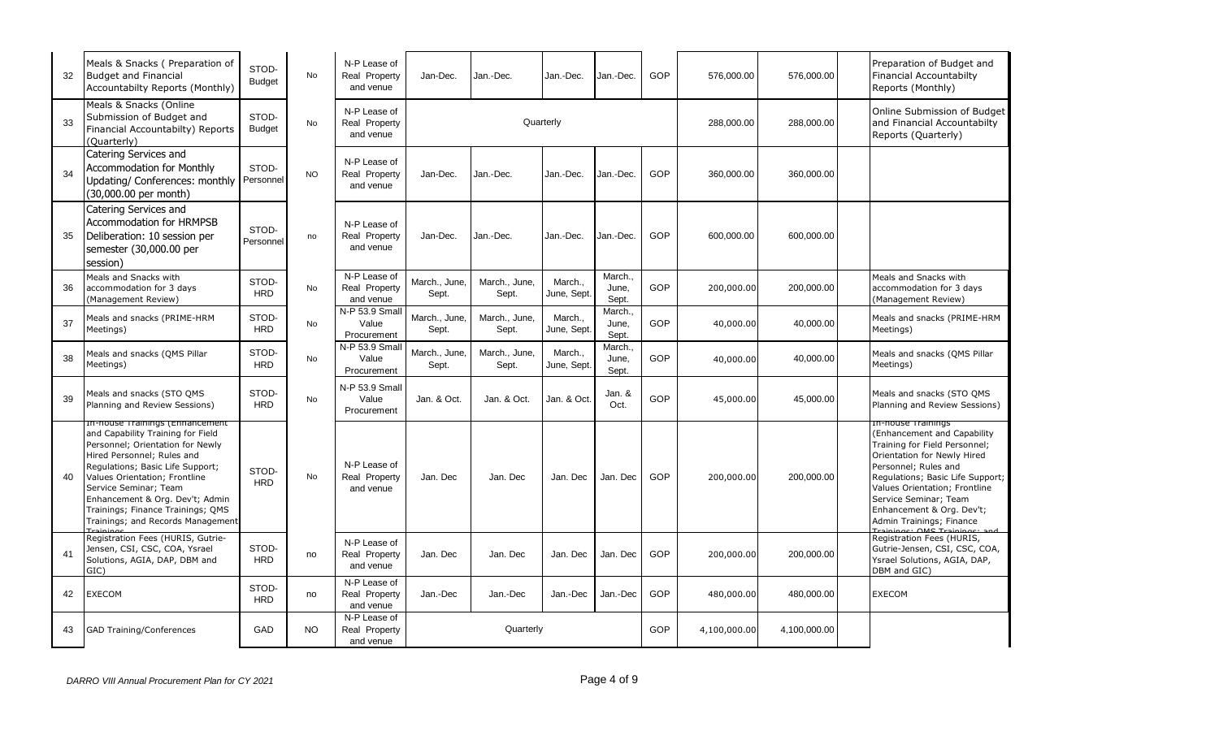| 32 | Meals & Snacks ( Preparation of Budget and Financial Accountabilty Reports (Monthly) | STOD-Budget | No | N-P Lease of Real Property and venue | Jan-Dec. | Jan.-Dec. | Jan.-Dec. | Jan.-Dec. | GOP | 576,000.00 | 576,000.00 | | Preparation of Budget and Financial Accountabilty Reports (Monthly) |
|---|---|---|---|---|---|---|---|---|---|---|---|---|---|
| 33 | Meals & Snacks (Online Submission of Budget and Financial Accountabilty) Reports (Quarterly) | STOD-Budget | No | N-P Lease of Real Property and venue | | Quarterly | | | | 288,000.00 | 288,000.00 | | Online Submission of Budget and Financial Accountabilty Reports (Quarterly) |
| 34 | Catering Services and Accommodation for Monthly Updating/ Conferences: monthly (30,000.00 per month) | STOD-Personnel | NO | N-P Lease of Real Property and venue | Jan-Dec. | Jan.-Dec. | Jan.-Dec. | Jan.-Dec. | GOP | 360,000.00 | 360,000.00 | | |
| 35 | Catering Services and Accommodation for HRMPSB Deliberation: 10 session per semester (30,000.00 per session) | STOD-Personnel | no | N-P Lease of Real Property and venue | Jan-Dec. | Jan.-Dec. | Jan.-Dec. | Jan.-Dec. | GOP | 600,000.00 | 600,000.00 | | |
| 36 | Meals and Snacks with accommodation for 3 days (Management Review) | STOD-HRD | No | N-P Lease of Real Property and venue | March., June, Sept. | March., June, Sept. | March., June, Sept. | March., June, Sept. | GOP | 200,000.00 | 200,000.00 | | Meals and Snacks with accommodation for 3 days (Management Review) |
| 37 | Meals and snacks (PRIME-HRM Meetings) | STOD-HRD | No | N-P 53.9 Small Value Procurement | March., June, Sept. | March., June, Sept. | March., June, Sept. | March., June, Sept. | GOP | 40,000.00 | 40,000.00 | | Meals and snacks (PRIME-HRM Meetings) |
| 38 | Meals and snacks (QMS Pillar Meetings) | STOD-HRD | No | N-P 53.9 Small Value Procurement | March., June, Sept. | March., June, Sept. | March., June, Sept. | March., June, Sept. | GOP | 40,000.00 | 40,000.00 | | Meals and snacks (QMS Pillar Meetings) |
| 39 | Meals and snacks (STO QMS Planning and Review Sessions) | STOD-HRD | No | N-P 53.9 Small Value Procurement | Jan. & Oct. | Jan. & Oct. | Jan. & Oct. | Jan. & Oct. | GOP | 45,000.00 | 45,000.00 | | Meals and snacks (STO QMS Planning and Review Sessions) |
| 40 | In-house Trainings (Enhancement and Capability Training for Field Personnel; Orientation for Newly Hired Personnel; Rules and Regulations; Basic Life Support; Values Orientation; Frontline Service Seminar; Team Enhancement & Org. Dev't; Admin Trainings; Finance Trainings; QMS Trainings; and Records Management Trainings | STOD-HRD | No | N-P Lease of Real Property and venue | Jan. Dec | Jan. Dec | Jan. Dec | Jan. Dec | GOP | 200,000.00 | 200,000.00 | | In-house Trainings (Enhancement and Capability Training for Field Personnel; Orientation for Newly Hired Personnel; Rules and Regulations; Basic Life Support; Values Orientation; Frontline Service Seminar; Team Enhancement & Org. Dev't; Admin Trainings; Finance Trainings; QMS Trainings; and |
| 41 | Registration Fees (HURIS, Gutrie-Jensen, CSI, CSC, COA, Ysrael Solutions, AGIA, DAP, DBM and GIC) | STOD-HRD | no | N-P Lease of Real Property and venue | Jan. Dec | Jan. Dec | Jan. Dec | Jan. Dec | GOP | 200,000.00 | 200,000.00 | | Registration Fees (HURIS, Gutrie-Jensen, CSI, CSC, COA, Ysrael Solutions, AGIA, DAP, DBM and GIC) |
| 42 | EXECOM | STOD-HRD | no | N-P Lease of Real Property and venue | Jan.-Dec | Jan.-Dec | Jan.-Dec | Jan.-Dec | GOP | 480,000.00 | 480,000.00 | | EXECOM |
| 43 | GAD Training/Conferences | GAD | NO | N-P Lease of Real Property and venue | | Quarterly | | | GOP | 4,100,000.00 | 4,100,000.00 | | |

*DARRO VIII Annual Procurement Plan for CY 2021*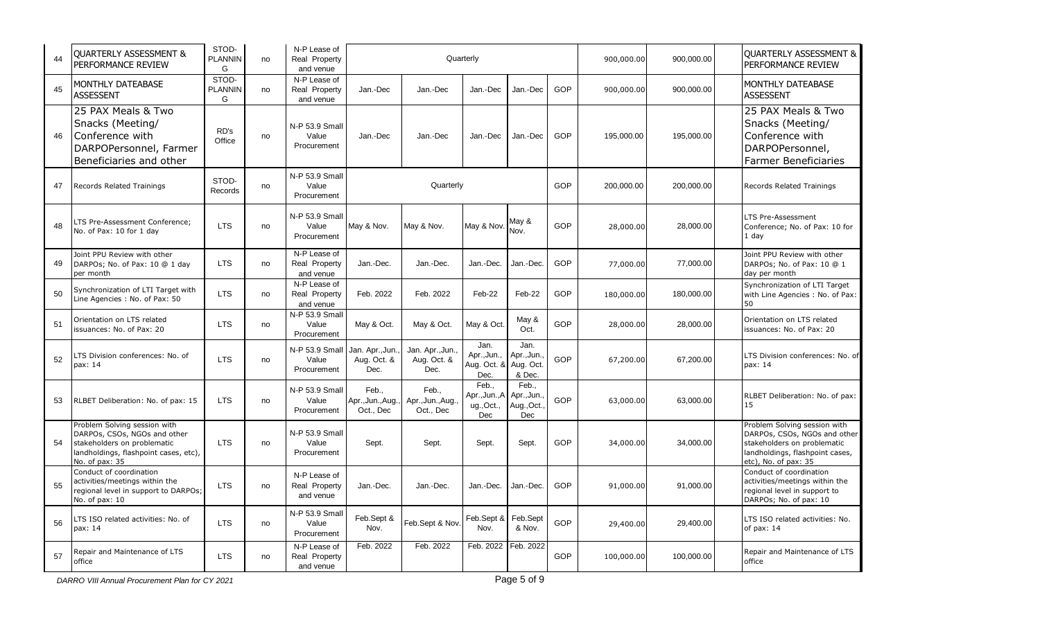| 44 | QUARTERLY ASSESSMENT & PERFORMANCE REVIEW | STOD-PLANNING | no | N-P Lease of Real Property and venue | Quarterly | | | | | 900,000.00 | 900,000.00 | | QUARTERLY ASSESSMENT & PERFORMANCE REVIEW |
|---|---|---|---|---|---|---|---|---|---|---|---|---|---|
| 45 | MONTHLY DATEBASE ASSESSENT | STOD-PLANNING | no | N-P Lease of Real Property and venue | Jan.-Dec | Jan.-Dec | Jan.-Dec | Jan.-Dec | GOP | 900,000.00 | 900,000.00 | | MONTHLY DATEBASE ASSESSENT |
| 46 | 25 PAX Meals & Two Snacks (Meeting/ Conference with DARPOPersonnel, Farmer Beneficiaries and other | RD's Office | no | N-P 53.9 Small Value Procurement | Jan.-Dec | Jan.-Dec | Jan.-Dec | Jan.-Dec | GOP | 195,000.00 | 195,000.00 | | 25 PAX Meals & Two Snacks (Meeting/ Conference with DARPOPersonnel, Farmer Beneficiaries |
| 47 | Records Related Trainings | STOD-Records | no | N-P 53.9 Small Value Procurement | Quarterly | | | | GOP | 200,000.00 | 200,000.00 | | Records Related Trainings |
| 48 | LTS Pre-Assessment Conference; No. of Pax: 10 for 1 day | LTS | no | N-P 53.9 Small Value Procurement | May & Nov. | May & Nov. | May & Nov. | May & Nov. | GOP | 28,000.00 | 28,000.00 | | LTS Pre-Assessment Conference; No. of Pax: 10 for 1 day |
| 49 | Joint PPU Review with other DARPOs; No. of Pax: 10 @ 1 day per month | LTS | no | N-P Lease of Real Property and venue | Jan.-Dec. | Jan.-Dec. | Jan.-Dec. | Jan.-Dec. | GOP | 77,000.00 | 77,000.00 | | Joint PPU Review with other DARPOs; No. of Pax: 10 @ 1 day per month |
| 50 | Synchronization of LTI Target with Line Agencies : No. of Pax: 50 | LTS | no | N-P Lease of Real Property and venue | Feb. 2022 | Feb. 2022 | Feb-22 | Feb-22 | GOP | 180,000.00 | 180,000.00 | | Synchronization of LTI Target with Line Agencies : No. of Pax: 50 |
| 51 | Orientation on LTS related issuances: No. of Pax: 20 | LTS | no | N-P 53.9 Small Value Procurement | May & Oct. | May & Oct. | May & Oct. | May & Oct. | GOP | 28,000.00 | 28,000.00 | | Orientation on LTS related issuances: No. of Pax: 20 |
| 52 | LTS Division conferences: No. of pax: 14 | LTS | no | N-P 53.9 Small Value Procurement | Jan. Apr.,Jun., Aug. Oct. & Dec. | Jan. Apr.,Jun., Aug. Oct. & Dec. | Jan. Apr.,Jun., Aug. Oct. & Dec. | Jan. Apr.,Jun., Aug. Oct. & Dec. | GOP | 67,200.00 | 67,200.00 | | LTS Division conferences: No. of pax: 14 |
| 53 | RLBET Deliberation: No. of pax: 15 | LTS | no | N-P 53.9 Small Value Procurement | Feb., Apr.,Jun.,Aug., Oct., Dec | Feb., Apr.,Jun.,Aug., Oct., Dec | Feb., Apr.,Jun.,Aug.,Oct., Dec | Feb., Apr.,Jun., Aug.,Oct., Dec | GOP | 63,000.00 | 63,000.00 | | RLBET Deliberation: No. of pax: 15 |
| 54 | Problem Solving session with DARPOs, CSOs, NGOs and other stakeholders on problematic landholdings, flashpoint cases, etc), No. of pax: 35 | LTS | no | N-P 53.9 Small Value Procurement | Sept. | Sept. | Sept. | Sept. | GOP | 34,000.00 | 34,000.00 | | Problem Solving session with DARPOs, CSOs, NGOs and other stakeholders on problematic landholdings, flashpoint cases, etc), No. of pax: 35 |
| 55 | Conduct of coordination activities/meetings within the regional level in support to DARPOs; No. of pax: 10 | LTS | no | N-P Lease of Real Property and venue | Jan.-Dec. | Jan.-Dec. | Jan.-Dec. | Jan.-Dec. | GOP | 91,000.00 | 91,000.00 | | Conduct of coordination activities/meetings within the regional level in support to DARPOs; No. of pax: 10 |
| 56 | LTS ISO related activities: No. of pax: 14 | LTS | no | N-P 53.9 Small Value Procurement | Feb.Sept & Nov. | Feb.Sept & Nov. | Feb.Sept & Nov. | Feb.Sept & Nov. | GOP | 29,400.00 | 29,400.00 | | LTS ISO related activities: No. of pax: 14 |
| 57 | Repair and Maintenance of LTS office | LTS | no | N-P Lease of Real Property and venue | Feb. 2022 | Feb. 2022 | Feb. 2022 | Feb. 2022 | GOP | 100,000.00 | 100,000.00 | | Repair and Maintenance of LTS office |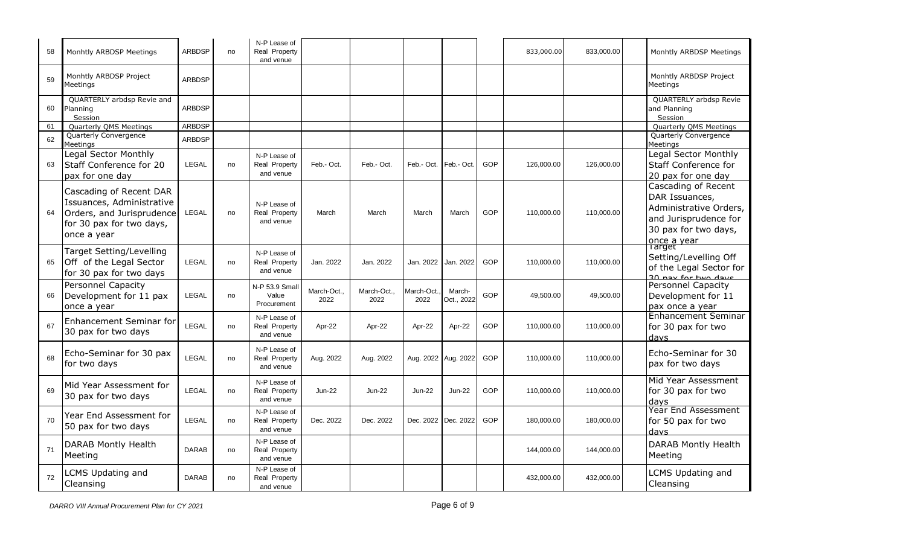| 58 | Monhtly ARBDSP Meetings | ARBDSP | no | N-P Lease of Real Property and venue | | | | | | 833,000.00 | 833,000.00 | | Monhtly ARBDSP Meetings |
|---|---|---|---|---|---|---|---|---|---|---|---|---|---|
| 59 | Monhtly ARBDSP Project Meetings | ARBDSP | | | | | | | | | | | Monhtly ARBDSP Project Meetings |
| 60 | QUARTERLY arbdsp Revie and Planning Session | ARBDSP | | | | | | | | | | | QUARTERLY arbdsp Revie and Planning Session |
| 61 | Quarterly QMS Meetings | ARBDSP | | | | | | | | | | | Quarterly QMS Meetings |
| 62 | Quarterly Convergence Meetings | ARBDSP | | | | | | | | | | | Quarterly Convergence Meetings |
| 63 | Legal Sector Monthly Staff Conference for 20 pax for one day | LEGAL | no | N-P Lease of Real Property and venue | Feb.- Oct. | Feb.- Oct. | Feb.- Oct. | Feb.- Oct. | GOP | 126,000.00 | 126,000.00 | | Legal Sector Monthly Staff Conference for 20 pax for one day |
| 64 | Cascading of Recent DAR Issuances, Administrative Orders, and Jurisprudence for 30 pax for two days, once a year | LEGAL | no | N-P Lease of Real Property and venue | March | March | March | March | GOP | 110,000.00 | 110,000.00 | | Cascading of Recent DAR Issuances, Administrative Orders, and Jurisprudence for 30 pax for two days, once a year |
| 65 | Target Setting/Levelling Off of the Legal Sector for 30 pax for two days | LEGAL | no | N-P Lease of Real Property and venue | Jan. 2022 | Jan. 2022 | Jan. 2022 | Jan. 2022 | GOP | 110,000.00 | 110,000.00 | | Target Setting/Levelling Off of the Legal Sector for 30 pax for two days |
| 66 | Personnel Capacity Development for 11 pax once a year | LEGAL | no | N-P 53.9 Small Value Procurement | March-Oct., 2022 | March-Oct., 2022 | March-Oct., 2022 | March-Oct., 2022 | GOP | 49,500.00 | 49,500.00 | | Personnel Capacity Development for 11 pax once a year |
| 67 | Enhancement Seminar for 30 pax for two days | LEGAL | no | N-P Lease of Real Property and venue | Apr-22 | Apr-22 | Apr-22 | Apr-22 | GOP | 110,000.00 | 110,000.00 | | Enhancement Seminar for 30 pax for two days |
| 68 | Echo-Seminar for 30 pax for two days | LEGAL | no | N-P Lease of Real Property and venue | Aug. 2022 | Aug. 2022 | Aug. 2022 | Aug. 2022 | GOP | 110,000.00 | 110,000.00 | | Echo-Seminar for 30 pax for two days |
| 69 | Mid Year Assessment for 30 pax for two days | LEGAL | no | N-P Lease of Real Property and venue | Jun-22 | Jun-22 | Jun-22 | Jun-22 | GOP | 110,000.00 | 110,000.00 | | Mid Year Assessment for 30 pax for two days |
| 70 | Year End Assessment for 50 pax for two days | LEGAL | no | N-P Lease of Real Property and venue | Dec. 2022 | Dec. 2022 | Dec. 2022 | Dec. 2022 | GOP | 180,000.00 | 180,000.00 | | Year End Assessment for 50 pax for two days |
| 71 | DARAB Montly Health Meeting | DARAB | no | N-P Lease of Real Property and venue | | | | | | 144,000.00 | 144,000.00 | | DARAB Montly Health Meeting |
| 72 | LCMS Updating and Cleansing | DARAB | no | N-P Lease of Real Property and venue | | | | | | 432,000.00 | 432,000.00 | | LCMS Updating and Cleansing |

*DARRO VIII Annual Procurement Plan for CY 2021*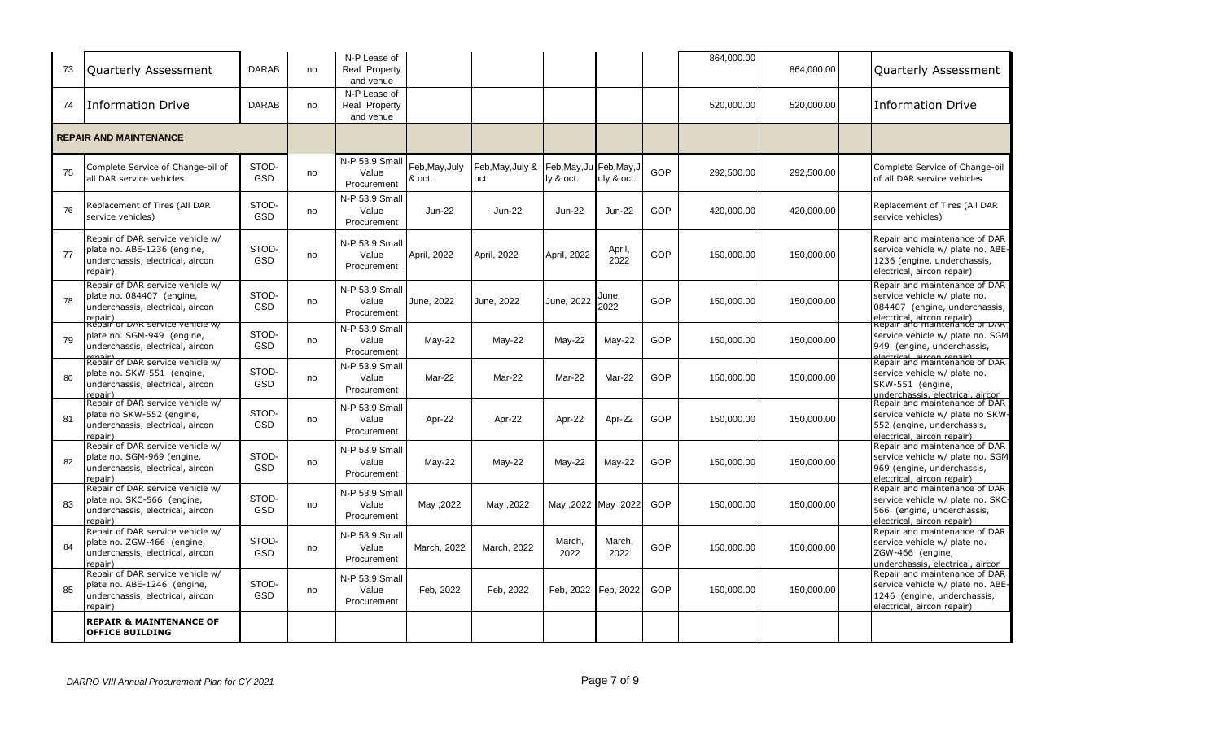| | | | | | | | | | | | | | |
|---|---|---|---|---|---|---|---|---|---|---|---|---|---|
| 73 | Quarterly Assessment | DARAB | no | N-P Lease of Real Property and venue | | | | | | 864,000.00 | 864,000.00 | | Quarterly Assessment |
| 74 | Information Drive | DARAB | no | N-P Lease of Real Property and venue | | | | | | 520,000.00 | 520,000.00 | | Information Drive |
| **REPAIR AND MAINTENANCE** | | | | | | | | | | | | | |
| 75 | Complete Service of Change-oil of all DAR service vehicles | STOD-GSD | no | N-P 53.9 Small Value Procurement | Feb,May,July & oct. | Feb,May,July & oct. | Feb,May,July & oct. | Feb,May,July & oct. | GOP | 292,500.00 | 292,500.00 | | Complete Service of Change-oil of all DAR service vehicles |
| 76 | Replacement of Tires (All DAR service vehicles) | STOD-GSD | no | N-P 53.9 Small Value Procurement | Jun-22 | Jun-22 | Jun-22 | Jun-22 | GOP | 420,000.00 | 420,000.00 | | Replacement of Tires (All DAR service vehicles) |
| 77 | Repair of DAR service vehicle w/ plate no. ABE-1236 (engine, underchassis, electrical, aircon repair) | STOD-GSD | no | N-P 53.9 Small Value Procurement | April, 2022 | April, 2022 | April, 2022 | April, 2022 | GOP | 150,000.00 | 150,000.00 | | Repair and maintenance of DAR service vehicle w/ plate no. ABE-1236 (engine, underchassis, electrical, aircon repair) |
| 78 | Repair of DAR service vehicle w/ plate no. 084407 (engine, underchassis, electrical, aircon repair) | STOD-GSD | no | N-P 53.9 Small Value Procurement | June, 2022 | June, 2022 | June, 2022 | June, 2022 | GOP | 150,000.00 | 150,000.00 | | Repair and maintenance of DAR service vehicle w/ plate no. 084407 (engine, underchassis, electrical, aircon repair) |
| 79 | Repair of DAR service vehicle w/ plate no. SGM-949 (engine, underchassis, electrical, aircon repair) | STOD-GSD | no | N-P 53.9 Small Value Procurement | May-22 | May-22 | May-22 | May-22 | GOP | 150,000.00 | 150,000.00 | | Repair and maintenance of DAR service vehicle w/ plate no. SGM 949 (engine, underchassis, electrical, aircon repair) |
| 80 | Repair of DAR service vehicle w/ plate no. SKW-551 (engine, underchassis, electrical, aircon repair) | STOD-GSD | no | N-P 53.9 Small Value Procurement | Mar-22 | Mar-22 | Mar-22 | Mar-22 | GOP | 150,000.00 | 150,000.00 | | Repair and maintenance of DAR service vehicle w/ plate no. SKW-551 (engine, underchassis, electrical, aircon |
| 81 | Repair of DAR service vehicle w/ plate no SKW-552 (engine, underchassis, electrical, aircon repair) | STOD-GSD | no | N-P 53.9 Small Value Procurement | Apr-22 | Apr-22 | Apr-22 | Apr-22 | GOP | 150,000.00 | 150,000.00 | | Repair and maintenance of DAR service vehicle w/ plate no SKW-552 (engine, underchassis, electrical, aircon repair) |
| 82 | Repair of DAR service vehicle w/ plate no. SGM-969 (engine, underchassis, electrical, aircon repair) | STOD-GSD | no | N-P 53.9 Small Value Procurement | May-22 | May-22 | May-22 | May-22 | GOP | 150,000.00 | 150,000.00 | | Repair and maintenance of DAR service vehicle w/ plate no. SGM 969 (engine, underchassis, electrical, aircon repair) |
| 83 | Repair of DAR service vehicle w/ plate no. SKC-566 (engine, underchassis, electrical, aircon repair) | STOD-GSD | no | N-P 53.9 Small Value Procurement | May ,2022 | May ,2022 | May ,2022 | May ,2022 | GOP | 150,000.00 | 150,000.00 | | Repair and maintenance of DAR service vehicle w/ plate no. SKC-566 (engine, underchassis, electrical, aircon repair) |
| 84 | Repair of DAR service vehicle w/ plate no. ZGW-466 (engine, underchassis, electrical, aircon repair) | STOD-GSD | no | N-P 53.9 Small Value Procurement | March, 2022 | March, 2022 | March, 2022 | March, 2022 | GOP | 150,000.00 | 150,000.00 | | Repair and maintenance of DAR service vehicle w/ plate no. ZGW-466 (engine, underchassis, electrical, aircon |
| 85 | Repair of DAR service vehicle w/ plate no. ABE-1246 (engine, underchassis, electrical, aircon repair) | STOD-GSD | no | N-P 53.9 Small Value Procurement | Feb, 2022 | Feb, 2022 | Feb, 2022 | Feb, 2022 | GOP | 150,000.00 | 150,000.00 | | Repair and maintenance of DAR service vehicle w/ plate no. ABE-1246 (engine, underchassis, electrical, aircon repair) |
| | **REPAIR & MAINTENANCE OF OFFICE BUILDING** | | | | | | | | | | | | |

*DARRO VIII Annual Procurement Plan for CY 2021*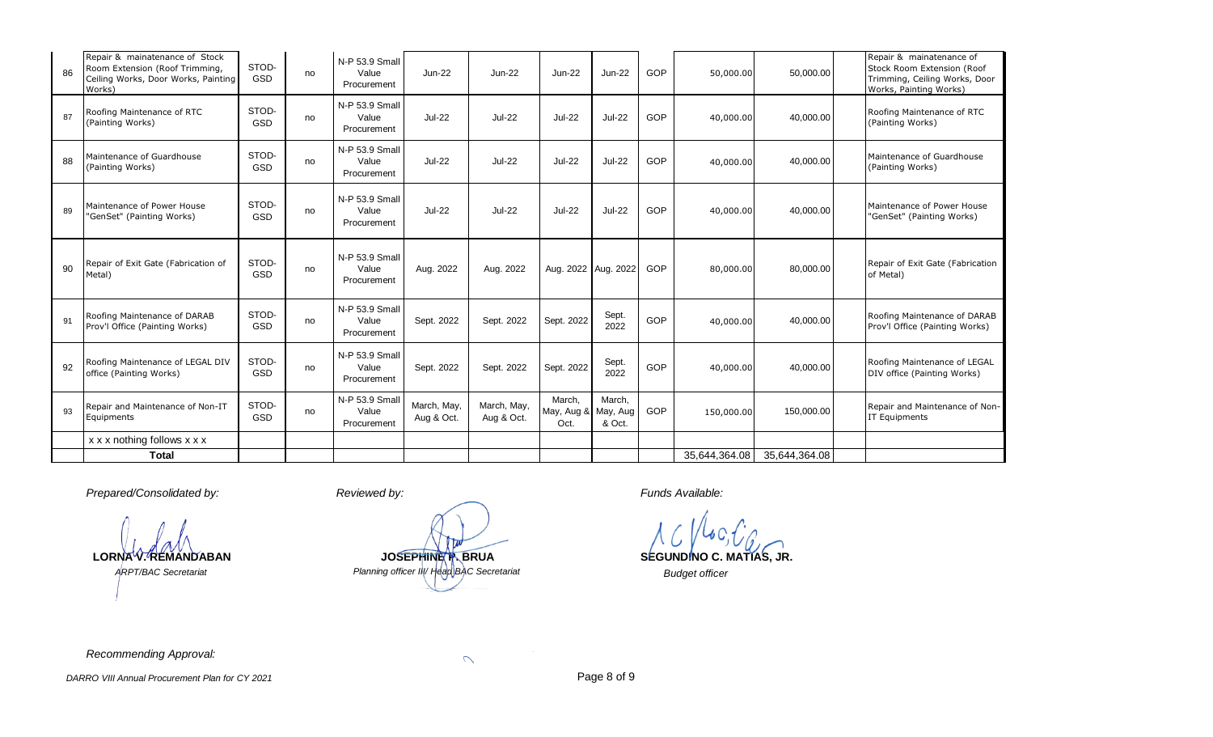| 86 | Repair & mainatenance of Stock Room Extension (Roof Trimming, Ceiling Works, Door Works, Painting Works) | STOD-GSD | no | N-P 53.9 Small Value Procurement | Jun-22 | Jun-22 | Jun-22 | Jun-22 | GOP | 50,000.00 | 50,000.00 | | Repair & mainatenance of Stock Room Extension (Roof Trimming, Ceiling Works, Door Works, Painting Works) |
|---|---|---|---|---|---|---|---|---|---|---|---|---|---|
| 87 | Roofing Maintenance of RTC (Painting Works) | STOD-GSD | no | N-P 53.9 Small Value Procurement | Jul-22 | Jul-22 | Jul-22 | Jul-22 | GOP | 40,000.00 | 40,000.00 | | Roofing Maintenance of RTC (Painting Works) |
| 88 | Maintenance of Guardhouse (Painting Works) | STOD-GSD | no | N-P 53.9 Small Value Procurement | Jul-22 | Jul-22 | Jul-22 | Jul-22 | GOP | 40,000.00 | 40,000.00 | | Maintenance of Guardhouse (Painting Works) |
| 89 | Maintenance of Power House "GenSet" (Painting Works) | STOD-GSD | no | N-P 53.9 Small Value Procurement | Jul-22 | Jul-22 | Jul-22 | Jul-22 | GOP | 40,000.00 | 40,000.00 | | Maintenance of Power House "GenSet" (Painting Works) |
| 90 | Repair of Exit Gate (Fabrication of Metal) | STOD-GSD | no | N-P 53.9 Small Value Procurement | Aug. 2022 | Aug. 2022 | Aug. 2022 | Aug. 2022 | GOP | 80,000.00 | 80,000.00 | | Repair of Exit Gate (Fabrication of Metal) |
| 91 | Roofing Maintenance of DARAB Prov'l Office (Painting Works) | STOD-GSD | no | N-P 53.9 Small Value Procurement | Sept. 2022 | Sept. 2022 | Sept. 2022 | Sept. 2022 | GOP | 40,000.00 | 40,000.00 | | Roofing Maintenance of DARAB Prov'l Office (Painting Works) |
| 92 | Roofing Maintenance of LEGAL DIV office (Painting Works) | STOD-GSD | no | N-P 53.9 Small Value Procurement | Sept. 2022 | Sept. 2022 | Sept. 2022 | Sept. 2022 | GOP | 40,000.00 | 40,000.00 | | Roofing Maintenance of LEGAL DIV office (Painting Works) |
| 93 | Repair and Maintenance of Non-IT Equipments | STOD-GSD | no | N-P 53.9 Small Value Procurement | March, May, Aug & Oct. | March, May, Aug & Oct. | March, May, Aug & Oct. | March, May, Aug & Oct. | GOP | 150,000.00 | 150,000.00 | | Repair and Maintenance of Non-IT Equipments |
| | x x x nothing follows x x x | | | | | | | | | | | | |
| | **Total** | | | | | | | | | 35,644,364.08 | 35,644,364.08 | | |

*Prepared/Consolidated by:*

**LORNA V. REMANDABAN**
*ARPT/BAC Secretariat*

*Reviewed by:*

**JOSEPHINE P. BRUA**
*Planning officer III/ Head BAC Secretariat*

*Funds Available:*

**SEGUNDINO C. MATIAS, JR.**
*Budget officer*

*Recommending Approval:*

*DARRO VIII Annual Procurement Plan for CY 2021*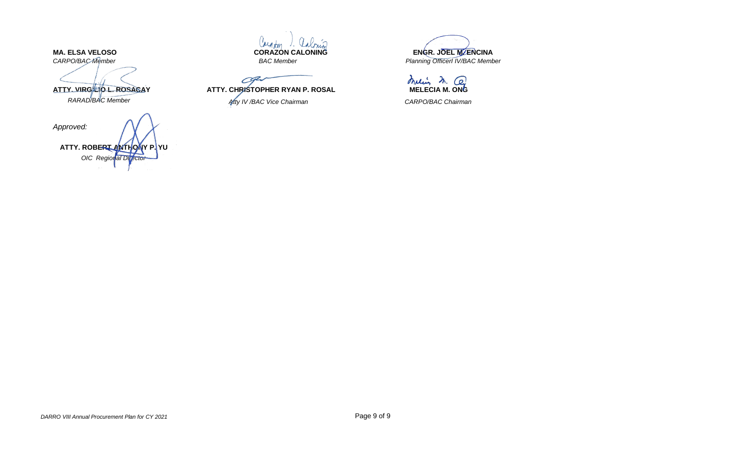**MA. ELSA VELOSO**
*CARPO/BAC Member*

**CORAZON CALONING**
*BAC Member*

**ENGR. JOEL M. ENCINA**
*Planning OfficerI IV/BAC Member*

**ATTY. VIRGILIO L. ROSACAY**
*RARAD/BAC Member*

**ATTY. CHRISTOPHER RYAN P. ROSAL**
*Atty IV /BAC Vice Chairman*

**MELECIA M. ONG**
*CARPO/BAC Chairman*

*Approved:*

**ATTY. ROBERT ANTHONY P. YU**
*OIC Regional Director*

*DARRO VIII Annual Procurement Plan for CY 2021*